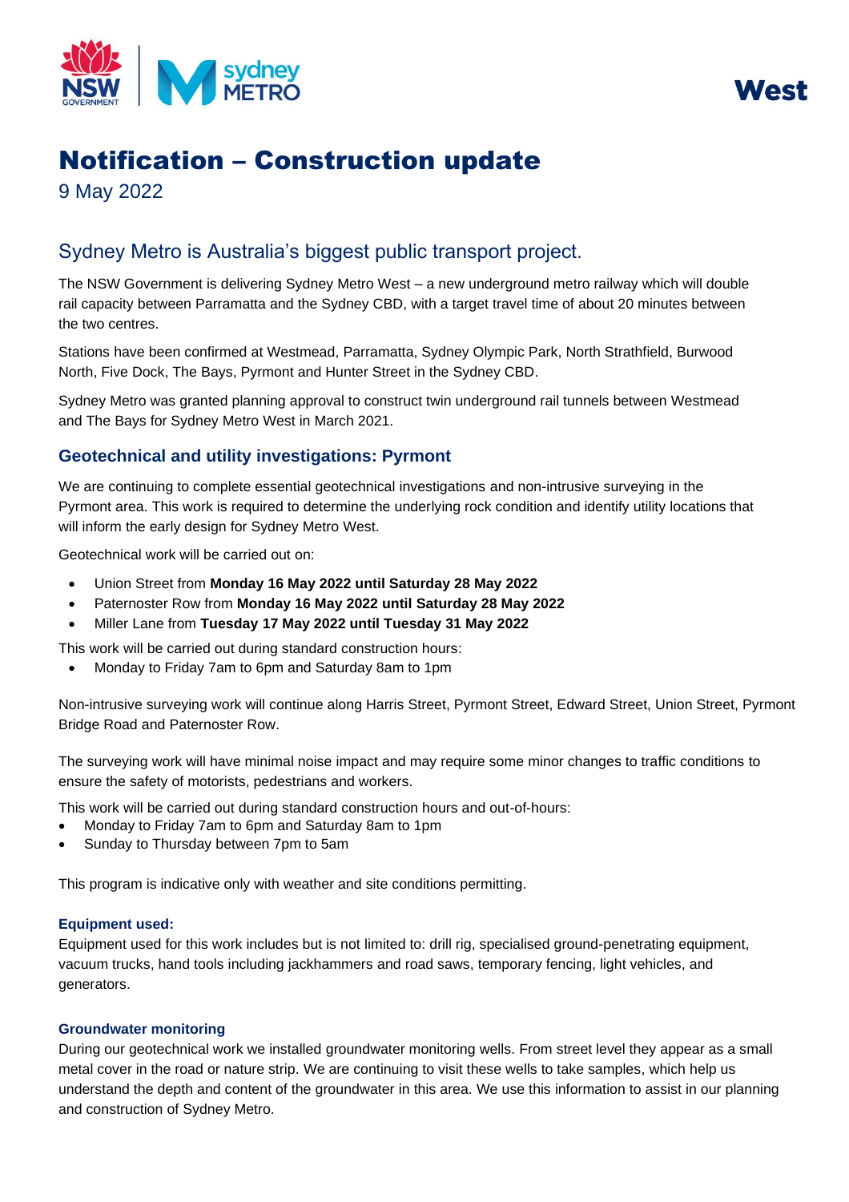West

# Notification – Construction update

9 May 2022

## Sydney Metro is Australia's biggest public transport project.

The NSW Government is delivering Sydney Metro West – a new underground metro railway which will double rail capacity between Parramatta and the Sydney CBD, with a target travel time of about 20 minutes between the two centres.

Stations have been confirmed at Westmead, Parramatta, Sydney Olympic Park, North Strathfield, Burwood North, Five Dock, The Bays, Pyrmont and Hunter Street in the Sydney CBD.

Sydney Metro was granted planning approval to construct twin underground rail tunnels between Westmead and The Bays for Sydney Metro West in March 2021.

### Geotechnical and utility investigations: Pyrmont

We are continuing to complete essential geotechnical investigations and non-intrusive surveying in the Pyrmont area. This work is required to determine the underlying rock condition and identify utility locations that will inform the early design for Sydney Metro West.

Geotechnical work will be carried out on:

- Union Street from **Monday 16 May 2022 until Saturday 28 May 2022**
- Paternoster Row from **Monday 16 May 2022 until Saturday 28 May 2022**
- Miller Lane from **Tuesday 17 May 2022 until Tuesday 31 May 2022**

This work will be carried out during standard construction hours:

- Monday to Friday 7am to 6pm and Saturday 8am to 1pm

Non-intrusive surveying work will continue along Harris Street, Pyrmont Street, Edward Street, Union Street, Pyrmont Bridge Road and Paternoster Row.

The surveying work will have minimal noise impact and may require some minor changes to traffic conditions to ensure the safety of motorists, pedestrians and workers.

This work will be carried out during standard construction hours and out-of-hours:

- Monday to Friday 7am to 6pm and Saturday 8am to 1pm
- Sunday to Thursday between 7pm to 5am

This program is indicative only with weather and site conditions permitting.

#### Equipment used:

Equipment used for this work includes but is not limited to: drill rig, specialised ground-penetrating equipment, vacuum trucks, hand tools including jackhammers and road saws, temporary fencing, light vehicles, and generators.

#### Groundwater monitoring

During our geotechnical work we installed groundwater monitoring wells. From street level they appear as a small metal cover in the road or nature strip. We are continuing to visit these wells to take samples, which help us understand the depth and content of the groundwater in this area. We use this information to assist in our planning and construction of Sydney Metro.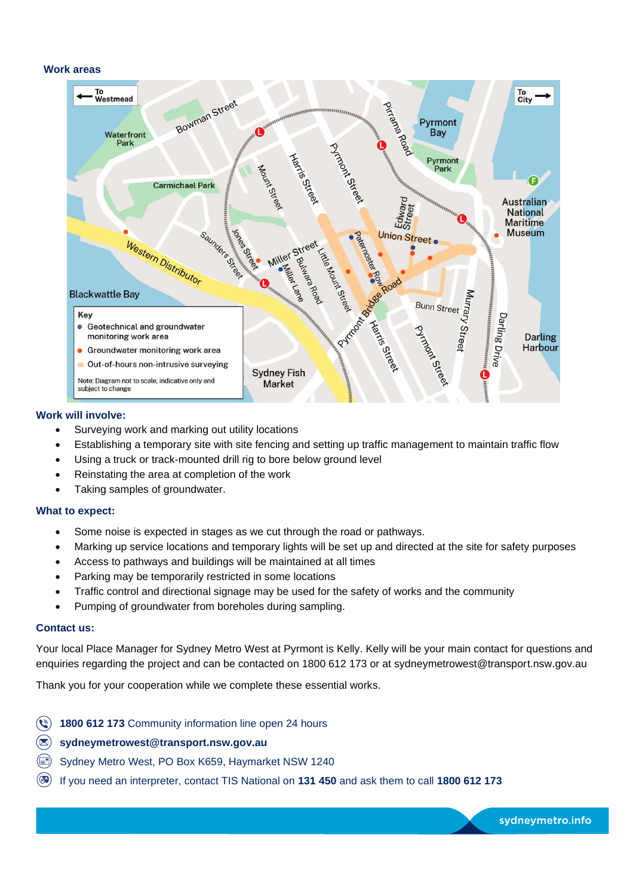**Work areas**

To Westmead

To City

Waterfront Park

Bowman Street

Carmichael Park

Mount Street

Harris Street

Pyrmont Street

Pirrama Road

Pyrmont Bay

Pyrmont Park

Australian National Maritime Museum

Edward Street

Union Street

Saunders Street

Jones Street

Miller Street

Miller Lane

Bulwara Road

Little Mount Street

Paternoster Row

Pyrmont Bridge Road

Western Distributor

Blackwattle Bay

Bunn Street

Murray Street

Darling Drive

Darling Harbour

Harris Street

Pyrmont Street

Sydney Fish Market

Key

- Geotechnical and groundwater monitoring work area
- Groundwater monitoring work area
- Out-of-hours non-intrusive surveying

Note: Diagram not to scale, indicative only and subject to change

**Work will involve:**

- Surveying work and marking out utility locations
- Establishing a temporary site with site fencing and setting up traffic management to maintain traffic flow
- Using a truck or track-mounted drill rig to bore below ground level
- Reinstating the area at completion of the work
- Taking samples of groundwater.

**What to expect:**

- Some noise is expected in stages as we cut through the road or pathways.
- Marking up service locations and temporary lights will be set up and directed at the site for safety purposes
- Access to pathways and buildings will be maintained at all times
- Parking may be temporarily restricted in some locations
- Traffic control and directional signage may be used for the safety of works and the community
- Pumping of groundwater from boreholes during sampling.

**Contact us:**

Your local Place Manager for Sydney Metro West at Pyrmont is Kelly. Kelly will be your main contact for questions and enquiries regarding the project and can be contacted on 1800 612 173 or at sydneymetrowest@transport.nsw.gov.au

Thank you for your cooperation while we complete these essential works.

**1800 612 173** Community information line open 24 hours

**sydneymetrowest@transport.nsw.gov.au**

Sydney Metro West, PO Box K659, Haymarket NSW 1240

If you need an interpreter, contact TIS National on **131 450** and ask them to call **1800 612 173**

sydneymetro.info